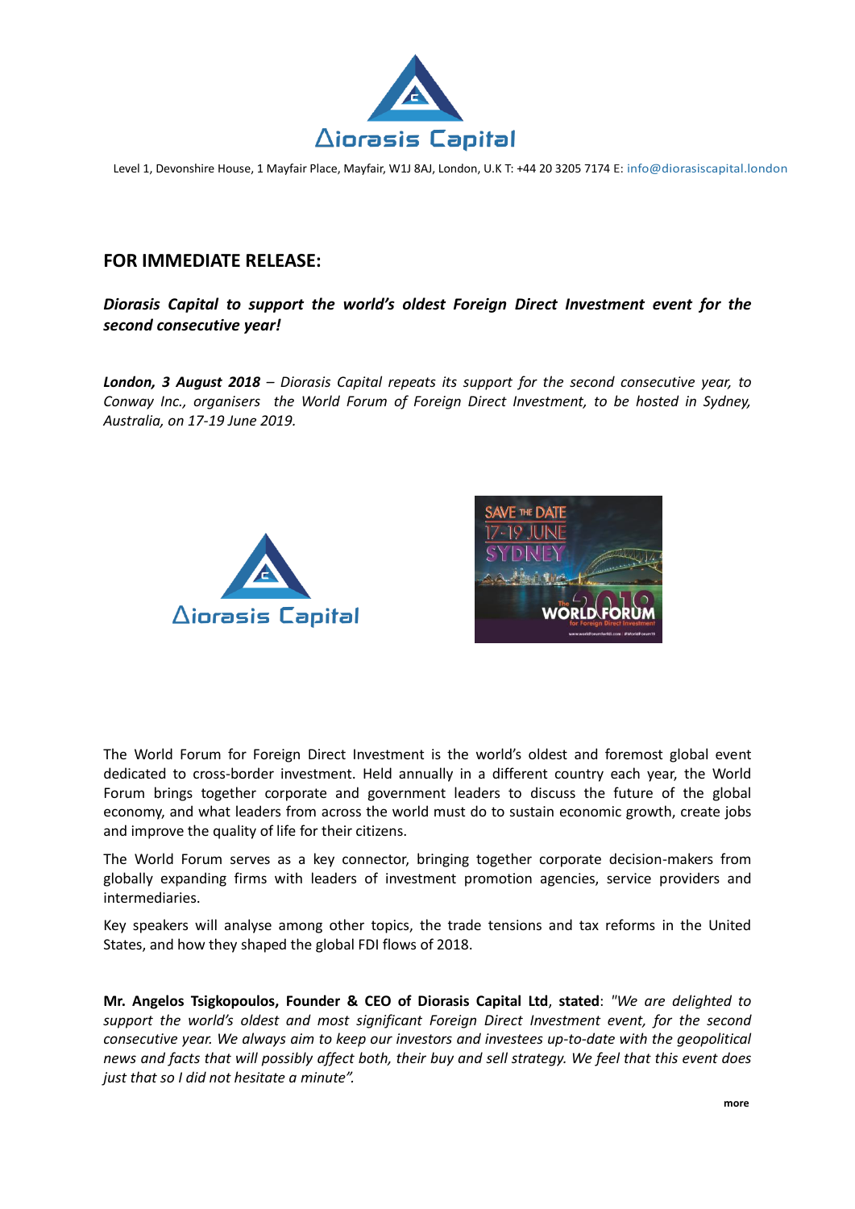Level 1, Devonshire House, 1 Mayfair Place, Mayfair, W1J 8AJ, London, U.K T: +44 20 3205 7174 E: info@diorasiscapital.london

## FOR IMMEDIATE RELEASE:

***Diorasis Capital to support the world's oldest Foreign Direct Investment event for the second consecutive year!***

***London, 3 August 2018*** *– Diorasis Capital repeats its support for the second consecutive year, to Conway Inc., organisers the World Forum of Foreign Direct Investment, to be hosted in Sydney, Australia, on 17-19 June 2019.*

The World Forum for Foreign Direct Investment is the world's oldest and foremost global event dedicated to cross-border investment. Held annually in a different country each year, the World Forum brings together corporate and government leaders to discuss the future of the global economy, and what leaders from across the world must do to sustain economic growth, create jobs and improve the quality of life for their citizens.

The World Forum serves as a key connector, bringing together corporate decision-makers from globally expanding firms with leaders of investment promotion agencies, service providers and intermediaries.

Key speakers will analyse among other topics, the trade tensions and tax reforms in the United States, and how they shaped the global FDI flows of 2018.

**Mr. Angelos Tsigkopoulos, Founder & CEO of Diorasis Capital Ltd**, **stated**: *"We are delighted to support the world's oldest and most significant Foreign Direct Investment event, for the second consecutive year. We always aim to keep our investors and investees up-to-date with the geopolitical news and facts that will possibly affect both, their buy and sell strategy. We feel that this event does just that so I did not hesitate a minute".*

**more**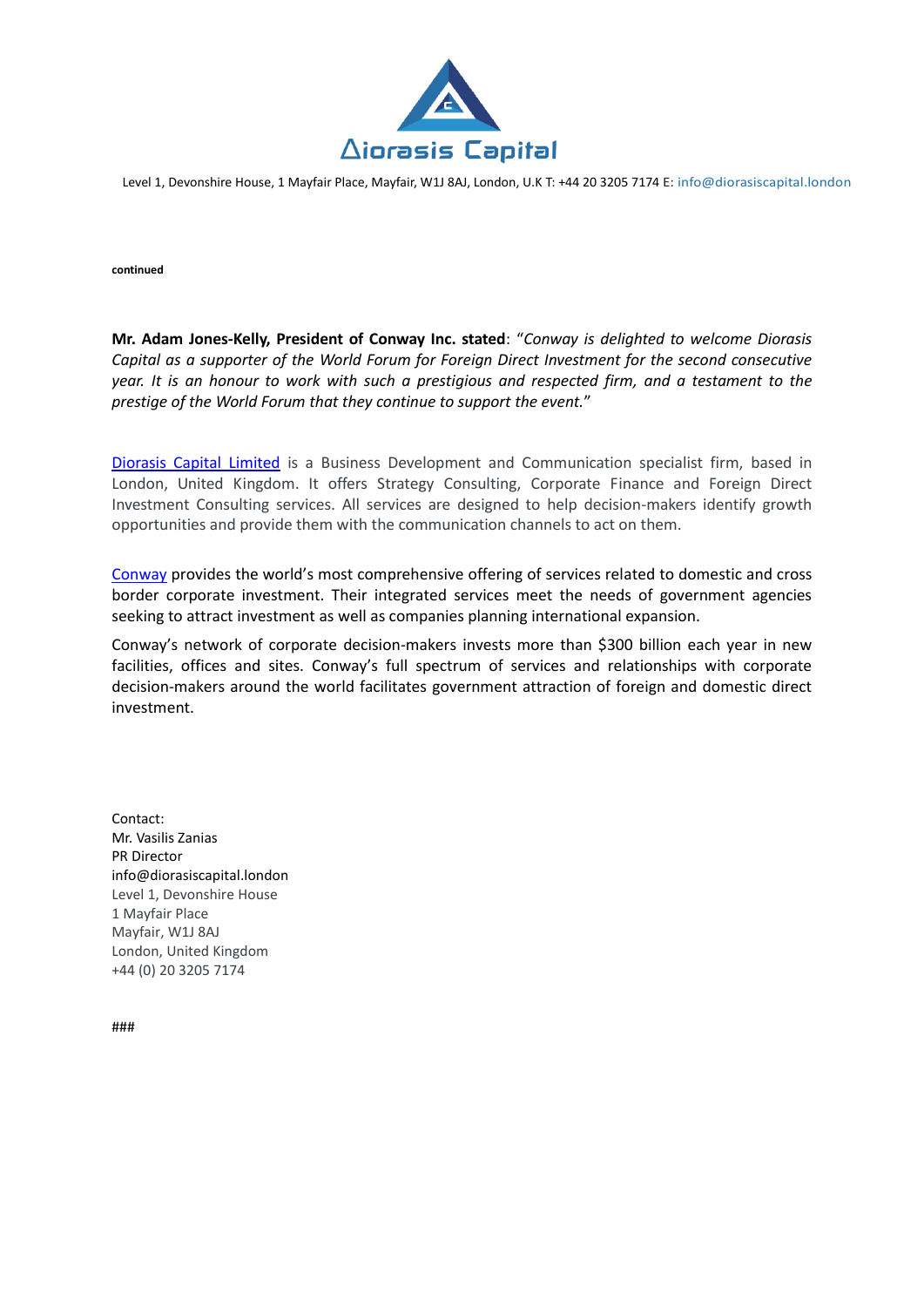Level 1, Devonshire House, 1 Mayfair Place, Mayfair, W1J 8AJ, London, U.K T: +44 20 3205 7174 E: info@diorasiscapital.london

**continued**

**Mr. Adam Jones-Kelly, President of Conway Inc. stated**: "*Conway is delighted to welcome Diorasis Capital as a supporter of the World Forum for Foreign Direct Investment for the second consecutive year. It is an honour to work with such a prestigious and respected firm, and a testament to the prestige of the World Forum that they continue to support the event.*"

Diorasis Capital Limited is a Business Development and Communication specialist firm, based in London, United Kingdom. It offers Strategy Consulting, Corporate Finance and Foreign Direct Investment Consulting services. All services are designed to help decision-makers identify growth opportunities and provide them with the communication channels to act on them.

Conway provides the world's most comprehensive offering of services related to domestic and cross border corporate investment. Their integrated services meet the needs of government agencies seeking to attract investment as well as companies planning international expansion.

Conway's network of corporate decision-makers invests more than $300 billion each year in new facilities, offices and sites. Conway's full spectrum of services and relationships with corporate decision-makers around the world facilitates government attraction of foreign and domestic direct investment.

Contact:
Mr. Vasilis Zanias
PR Director
info@diorasiscapital.london
Level 1, Devonshire House
1 Mayfair Place
Mayfair, W1J 8AJ
London, United Kingdom
+44 (0) 20 3205 7174

###